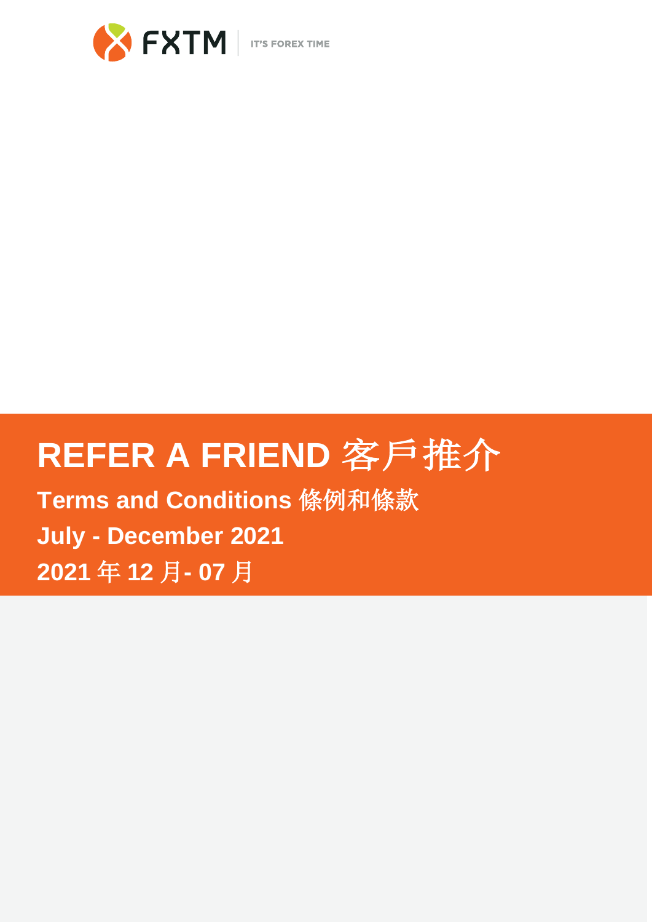FXTM | IT'S FOREX TIME

# REFER A FRIEND 客戶推介

**Terms and Conditions 條例和條款**

**July - December 2021**

**2021 年 12 月- 07 月**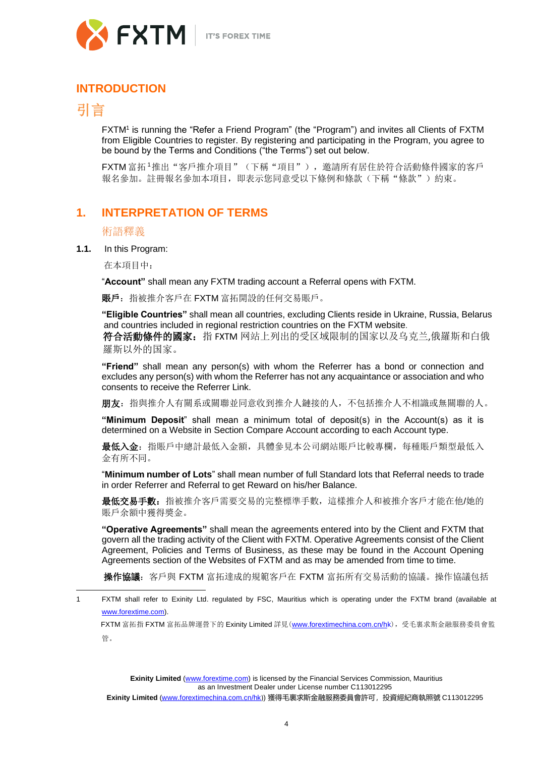## INTRODUCTION

## 引言

FXTM[1] is running the "Refer a Friend Program" (the "Program") and invites all Clients of FXTM from Eligible Countries to register. By registering and participating in the Program, you agree to be bound by the Terms and Conditions ("the Terms") set out below.

FXTM 富拓[1]推出"客戶推介項目"（下稱"項目"），邀請所有居住於符合活動條件國家的客戶報名參加。註冊報名參加本項目，即表示您同意受以下條例和條款（下稱"條款"）約束。

## 1. INTERPRETATION OF TERMS

### 術語釋義

**1.1.** In this Program:

在本項目中：

"**Account"** shall mean any FXTM trading account a Referral opens with FXTM.

**賬戶**：指被推介客戶在 FXTM 富拓開設的任何交易賬戶。

**"Eligible Countries"** shall mean all countries, excluding Clients reside in Ukraine, Russia, Belarus and countries included in regional restriction countries on the FXTM website.

**符合活動條件的國家：**指 FXTM 网站上列出的受区域限制的国家以及乌克兰,俄羅斯和白俄羅斯以外的国家。

**"Friend"** shall mean any person(s) with whom the Referrer has a bond or connection and excludes any person(s) with whom the Referrer has not any acquaintance or association and who consents to receive the Referrer Link.

**朋友**：指與推介人有關系或關聯並同意收到推介人鏈接的人，不包括推介人不相識或無關聯的人。

**"Minimum Deposit**" shall mean a minimum total of deposit(s) in the Account(s) as it is determined on a Website in Section Compare Account according to each Account type.

**最低入金**：指賬戶中總計最低入金額，具體參見本公司網站賬戶比較專欄，每種賬戶類型最低入金有所不同。

"**Minimum number of Lots**" shall mean number of full Standard lots that Referral needs to trade in order Referrer and Referral to get Reward on his/her Balance.

**最低交易手數**：指被推介客戶需要交易的完整標準手數，這樣推介人和被推介客戶才能在他/她的賬戶余額中獲得獎金。

**"Operative Agreements"** shall mean the agreements entered into by the Client and FXTM that govern all the trading activity of the Client with FXTM. Operative Agreements consist of the Client Agreement, Policies and Terms of Business, as these may be found in the Account Opening Agreements section of the Websites of FXTM and as may be amended from time to time.

**操作協議**：客戶與 FXTM 富拓達成的規範客戶在 FXTM 富拓所有交易活動的協議。操作協議包括

---

1 FXTM shall refer to Exinity Ltd. regulated by FSC, Mauritius which is operating under the FXTM brand (available at www.forextime.com).

FXTM 富拓指 FXTM 富拓品牌運營下的 Exinity Limited 詳見(www.forextimechina.com.cn/hk)，受毛裏求斯金融服務委員會監管。

**Exinity Limited** (www.forextime.com) is licensed by the Financial Services Commission, Mauritius as an Investment Dealer under License number C113012295

**Exinity Limited** (www.forextimechina.com.cn/hk)) 獲得毛裏求斯金融服務委員會許可，投資經紀商執照號 C113012295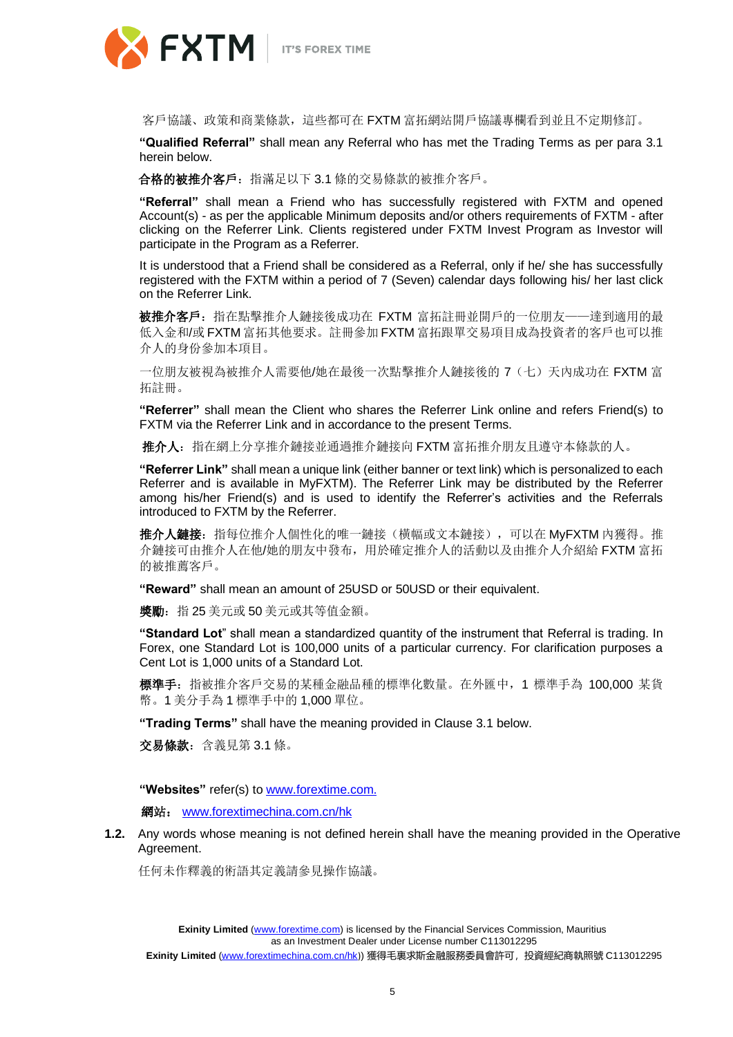客戶協議、政策和商業條款，這些都可在 FXTM 富拓網站開戶協議專欄看到並且不定期修訂。

**"Qualified Referral"** shall mean any Referral who has met the Trading Terms as per para 3.1 herein below.

**合格的被推介客戶**：指滿足以下 3.1 條的交易條款的被推介客戶。

**"Referral"** shall mean a Friend who has successfully registered with FXTM and opened Account(s) - as per the applicable Minimum deposits and/or others requirements of FXTM - after clicking on the Referrer Link. Clients registered under FXTM Invest Program as Investor will participate in the Program as a Referrer.

It is understood that a Friend shall be considered as a Referral, only if he/ she has successfully registered with the FXTM within a period of 7 (Seven) calendar days following his/ her last click on the Referrer Link.

**被推介客戶**：指在點擊推介人鏈接後成功在 FXTM 富拓註冊並開戶的一位朋友——達到適用的最低入金和/或 FXTM 富拓其他要求。註冊參加 FXTM 富拓跟單交易項目成為投資者的客戶也可以推介人的身份參加本項目。

一位朋友被視為被推介人需要他/她在最後一次點擊推介人鏈接後的 7（七）天內成功在 FXTM 富拓註冊。

**"Referrer"** shall mean the Client who shares the Referrer Link online and refers Friend(s) to FXTM via the Referrer Link and in accordance to the present Terms.

**推介人**：指在網上分享推介鏈接並通過推介鏈接向 FXTM 富拓推介朋友且遵守本條款的人。

**"Referrer Link"** shall mean a unique link (either banner or text link) which is personalized to each Referrer and is available in MyFXTM). The Referrer Link may be distributed by the Referrer among his/her Friend(s) and is used to identify the Referrer's activities and the Referrals introduced to FXTM by the Referrer.

**推介人鏈接**：指每位推介人個性化的唯一鏈接（橫幅或文本鏈接），可以在 MyFXTM 內獲得。推介鏈接可由推介人在他/她的朋友中發布，用於確定推介人的活動以及由推介人介紹給 FXTM 富拓的被推薦客戶。

**"Reward"** shall mean an amount of 25USD or 50USD or their equivalent.

**獎勵**：指 25 美元或 50 美元或其等值金額。

**"Standard Lot"** shall mean a standardized quantity of the instrument that Referral is trading. In Forex, one Standard Lot is 100,000 units of a particular currency. For clarification purposes a Cent Lot is 1,000 units of a Standard Lot.

**標準手**：指被推介客戶交易的某種金融品種的標準化數量。在外匯中，1 標準手為 100,000 某貨幣。1 美分手為 1 標準手中的 1,000 單位。

**"Trading Terms"** shall have the meaning provided in Clause 3.1 below.

**交易條款**：含義見第 3.1 條。

**"Websites"** refer(s) to www.forextime.com.

**網站**： www.forextimechina.com.cn/hk

**1.2.** Any words whose meaning is not defined herein shall have the meaning provided in the Operative Agreement.

任何未作釋義的術語其定義請參見操作協議。

**Exinity Limited** (www.forextime.com) is licensed by the Financial Services Commission, Mauritius as an Investment Dealer under License number C113012295

**Exinity Limited** (www.forextimechina.com.cn/hk)) 獲得毛裏求斯金融服務委員會許可，投資經紀商執照號 C113012295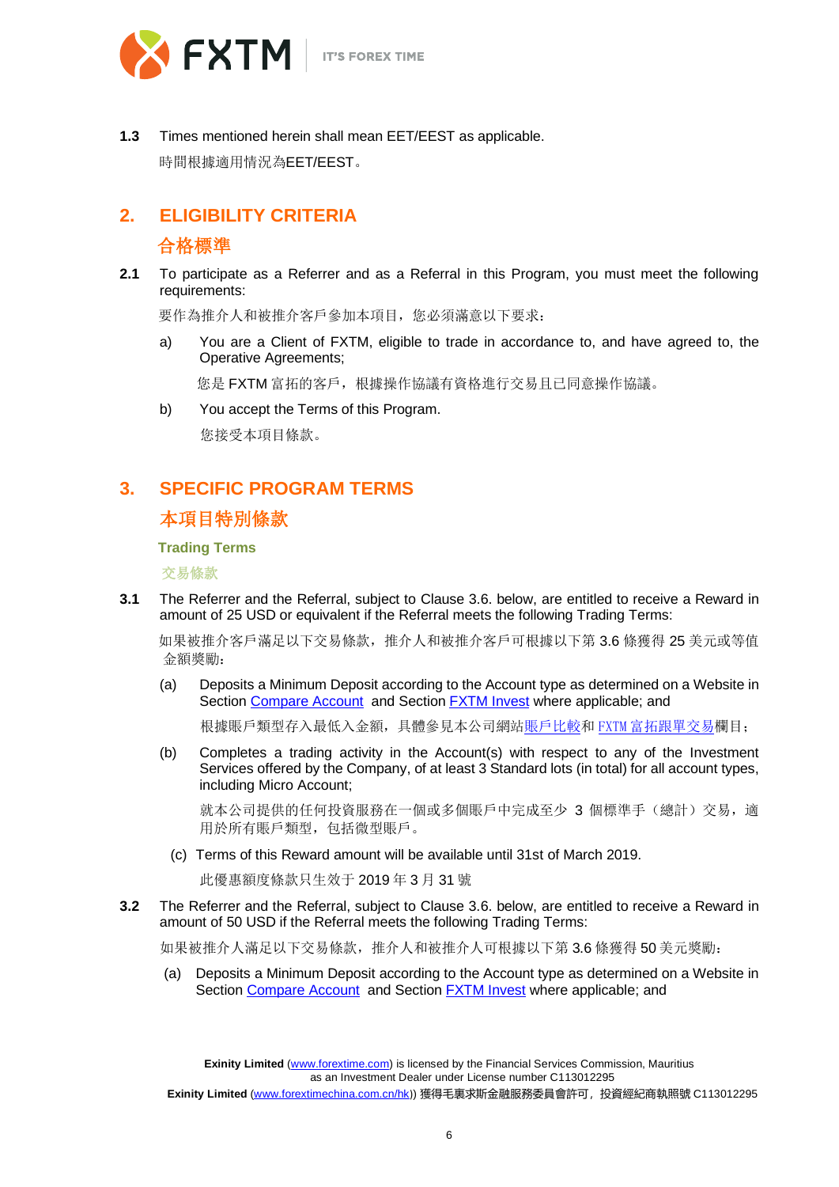**1.3** Times mentioned herein shall mean EET/EEST as applicable.

時間根據適用情況為EET/EEST。

## 2. ELIGIBILITY CRITERIA

## 合格標準

**2.1** To participate as a Referrer and as a Referral in this Program, you must meet the following requirements:

要作為推介人和被推介客戶參加本項目，您必須滿意以下要求：

a) You are a Client of FXTM, eligible to trade in accordance to, and have agreed to, the Operative Agreements;

您是 FXTM 富拓的客戶，根據操作協議有資格進行交易且已同意操作協議。

b) You accept the Terms of this Program.

您接受本項目條款。

## 3. SPECIFIC PROGRAM TERMS

## 本項目特別條款

### Trading Terms

### 交易條款

**3.1** The Referrer and the Referral, subject to Clause 3.6. below, are entitled to receive a Reward in amount of 25 USD or equivalent if the Referral meets the following Trading Terms:

如果被推介客戶滿足以下交易條款，推介人和被推介客戶可根據以下第 3.6 條獲得 25 美元或等值金額獎勵：

(a) Deposits a Minimum Deposit according to the Account type as determined on a Website in Section [Compare Account](#) and Section [FXTM Invest](#) where applicable; and

根據賬戶類型存入最低入金額，具體參見本公司網站[賬戶比較](#)和 [FXTM 富拓跟單交易](#)欄目；

(b) Completes a trading activity in the Account(s) with respect to any of the Investment Services offered by the Company, of at least 3 Standard lots (in total) for all account types, including Micro Account;

就本公司提供的任何投資服務在一個或多個賬戶中完成至少 3 個標準手（總計）交易，適用於所有賬戶類型，包括微型賬戶。

(c) Terms of this Reward amount will be available until 31st of March 2019.

此優惠額度條款只生效于 2019 年 3 月 31 號

**3.2** The Referrer and the Referral, subject to Clause 3.6. below, are entitled to receive a Reward in amount of 50 USD if the Referral meets the following Trading Terms:

如果被推介人滿足以下交易條款，推介人和被推介人可根據以下第 3.6 條獲得 50 美元獎勵：

(a) Deposits a Minimum Deposit according to the Account type as determined on a Website in Section [Compare Account](#) and Section [FXTM Invest](#) where applicable; and

**Exinity Limited** (www.forextime.com) is licensed by the Financial Services Commission, Mauritius as an Investment Dealer under License number C113012295

**Exinity Limited** (www.forextimechina.com.cn/hk)) 獲得毛裏求斯金融服務委員會許可，投資經紀商執照號 C113012295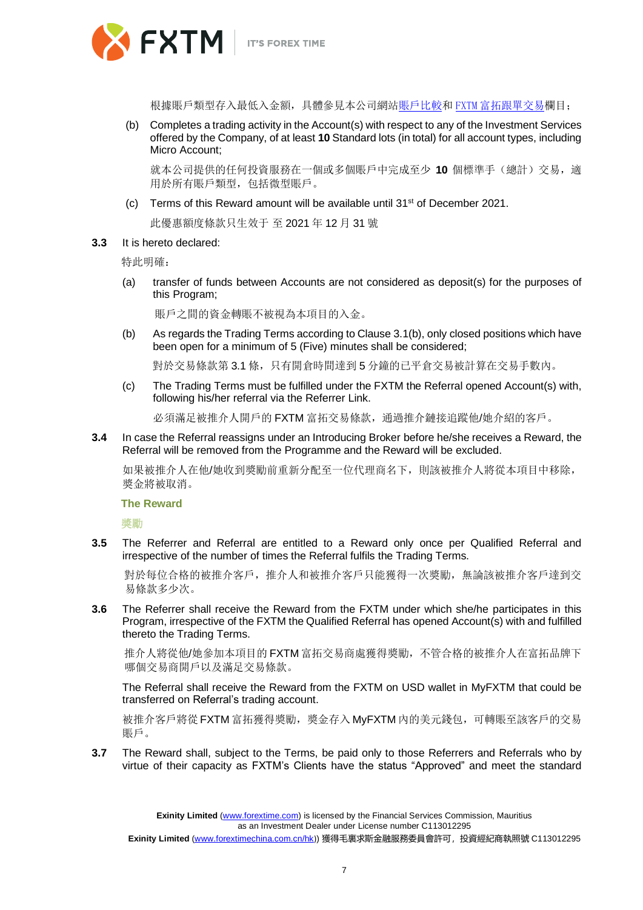根據賬戶類型存入最低入金額，具體參見本公司網站賬戶比較和 FXTM 富拓跟單交易欄目；

(b) Completes a trading activity in the Account(s) with respect to any of the Investment Services offered by the Company, of at least **10** Standard lots (in total) for all account types, including Micro Account;

就本公司提供的任何投資服務在一個或多個賬戶中完成至少 **10** 個標準手（總計）交易，適用於所有賬戶類型，包括微型賬戶。

(c) Terms of this Reward amount will be available until 31st of December 2021.

此優惠額度條款只生效于 至 2021 年 12 月 31 號

**3.3** It is hereto declared:

特此明確：

(a) transfer of funds between Accounts are not considered as deposit(s) for the purposes of this Program;

賬戶之間的資金轉賬不被視為本項目的入金。

(b) As regards the Trading Terms according to Clause 3.1(b), only closed positions which have been open for a minimum of 5 (Five) minutes shall be considered;

對於交易條款第 3.1 條，只有開倉時間達到 5 分鐘的已平倉交易被計算在交易手數內。

(c) The Trading Terms must be fulfilled under the FXTM the Referral opened Account(s) with, following his/her referral via the Referrer Link.

必須滿足被推介人開戶的 FXTM 富拓交易條款，通過推介鏈接追蹤他/她介紹的客戶。

**3.4** In case the Referral reassigns under an Introducing Broker before he/she receives a Reward, the Referral will be removed from the Programme and the Reward will be excluded.

如果被推介人在他/她收到獎勵前重新分配至一位代理商名下，則該被推介人將從本項目中移除，獎金將被取消。

### The Reward

### 獎勵

**3.5** The Referrer and Referral are entitled to a Reward only once per Qualified Referral and irrespective of the number of times the Referral fulfils the Trading Terms.

對於每位合格的被推介客戶，推介人和被推介客戶只能獲得一次獎勵，無論該被推介客戶達到交易條款多少次。

**3.6** The Referrer shall receive the Reward from the FXTM under which she/he participates in this Program, irrespective of the FXTM the Qualified Referral has opened Account(s) with and fulfilled thereto the Trading Terms.

推介人將從他/她參加本項目的 FXTM 富拓交易商處獲得獎勵，不管合格的被推介人在富拓品牌下哪個交易商開戶以及滿足交易條款。

The Referral shall receive the Reward from the FXTM on USD wallet in MyFXTM that could be transferred on Referral's trading account.

被推介客戶將從 FXTM 富拓獲得獎勵，獎金存入 MyFXTM 內的美元錢包，可轉賬至該客戶的交易賬戶。

**3.7** The Reward shall, subject to the Terms, be paid only to those Referrers and Referrals who by virtue of their capacity as FXTM's Clients have the status "Approved" and meet the standard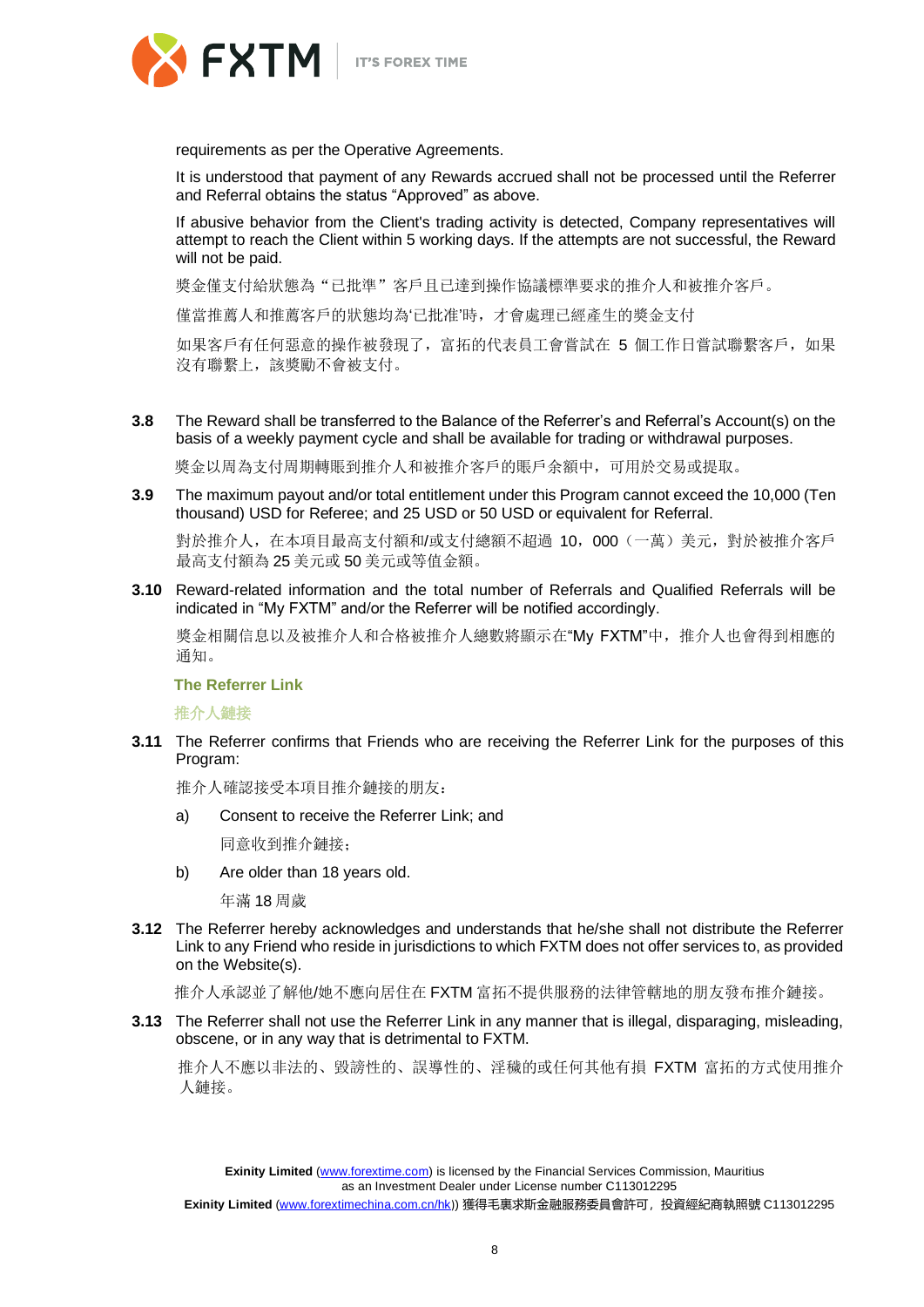requirements as per the Operative Agreements.

It is understood that payment of any Rewards accrued shall not be processed until the Referrer and Referral obtains the status “Approved” as above.

If abusive behavior from the Client's trading activity is detected, Company representatives will attempt to reach the Client within 5 working days. If the attempts are not successful, the Reward will not be paid.

獎金僅支付給狀態為“已批準”客戶且已達到操作協議標準要求的推介人和被推介客戶。

僅當推薦人和推薦客戶的狀態均為‘已批准’時，才會處理已經產生的獎金支付

如果客戶有任何惡意的操作被發現了，富拓的代表員工會嘗試在 5 個工作日嘗試聯繫客戶，如果沒有聯繫上，該獎勵不會被支付。

**3.8** The Reward shall be transferred to the Balance of the Referrer’s and Referral’s Account(s) on the basis of a weekly payment cycle and shall be available for trading or withdrawal purposes.

獎金以周為支付周期轉賬到推介人和被推介客戶的賬戶余額中，可用於交易或提取。

**3.9** The maximum payout and/or total entitlement under this Program cannot exceed the 10,000 (Ten thousand) USD for Referee; and 25 USD or 50 USD or equivalent for Referral.

對於推介人，在本項目最高支付額和/或支付總額不超過 10，000（一萬）美元，對於被推介客戶最高支付額為 25 美元或 50 美元或等值金額。

**3.10** Reward-related information and the total number of Referrals and Qualified Referrals will be indicated in “My FXTM” and/or the Referrer will be notified accordingly.

獎金相關信息以及被推介人和合格被推介人總數將顯示在“My FXTM”中，推介人也會得到相應的通知。

### The Referrer Link

### 推介人鏈接

**3.11** The Referrer confirms that Friends who are receiving the Referrer Link for the purposes of this Program:

推介人確認接受本項目推介鏈接的朋友：

a) Consent to receive the Referrer Link; and

同意收到推介鏈接；

b) Are older than 18 years old.

年滿 18 周歲

**3.12** The Referrer hereby acknowledges and understands that he/she shall not distribute the Referrer Link to any Friend who reside in jurisdictions to which FXTM does not offer services to, as provided on the Website(s).

推介人承認並了解他/她不應向居住在 FXTM 富拓不提供服務的法律管轄地的朋友發布推介鏈接。

**3.13** The Referrer shall not use the Referrer Link in any manner that is illegal, disparaging, misleading, obscene, or in any way that is detrimental to FXTM.

推介人不應以非法的、毀謗性的、誤導性的、淫穢的或任何其他有損 FXTM 富拓的方式使用推介人鏈接。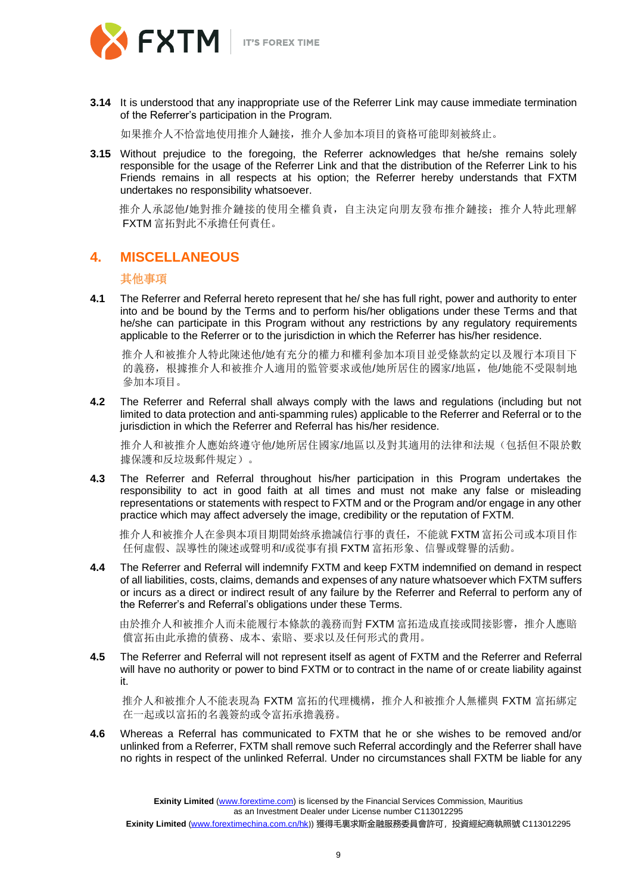**3.14** It is understood that any inappropriate use of the Referrer Link may cause immediate termination of the Referrer's participation in the Program.

如果推介人不恰當地使用推介人鏈接，推介人參加本項目的資格可能即刻被終止。

**3.15** Without prejudice to the foregoing, the Referrer acknowledges that he/she remains solely responsible for the usage of the Referrer Link and that the distribution of the Referrer Link to his Friends remains in all respects at his option; the Referrer hereby understands that FXTM undertakes no responsibility whatsoever.

推介人承認他/她對推介鏈接的使用全權負責，自主決定向朋友發布推介鏈接；推介人特此理解 FXTM 富拓對此不承擔任何責任。

## 4. MISCELLANEOUS

### 其他事項

**4.1** The Referrer and Referral hereto represent that he/ she has full right, power and authority to enter into and be bound by the Terms and to perform his/her obligations under these Terms and that he/she can participate in this Program without any restrictions by any regulatory requirements applicable to the Referrer or to the jurisdiction in which the Referrer has his/her residence.

推介人和被推介人特此陳述他/她有充分的權力和權利參加本項目並受條款約定以及履行本項目下的義務，根據推介人和被推介人適用的監管要求或他/她所居住的國家/地區，他/她能不受限制地參加本項目。

**4.2** The Referrer and Referral shall always comply with the laws and regulations (including but not limited to data protection and anti-spamming rules) applicable to the Referrer and Referral or to the jurisdiction in which the Referrer and Referral has his/her residence.

推介人和被推介人應始終遵守他/她所居住國家/地區以及對其適用的法律和法規（包括但不限於數據保護和反垃圾郵件規定）。

**4.3** The Referrer and Referral throughout his/her participation in this Program undertakes the responsibility to act in good faith at all times and must not make any false or misleading representations or statements with respect to FXTM and or the Program and/or engage in any other practice which may affect adversely the image, credibility or the reputation of FXTM.

推介人和被推介人在參與本項目期間始終承擔誠信行事的責任，不能就 FXTM 富拓公司或本項目作任何虛假、誤導性的陳述或聲明和/或從事有損 FXTM 富拓形象、信譽或聲譽的活動。

**4.4** The Referrer and Referral will indemnify FXTM and keep FXTM indemnified on demand in respect of all liabilities, costs, claims, demands and expenses of any nature whatsoever which FXTM suffers or incurs as a direct or indirect result of any failure by the Referrer and Referral to perform any of the Referrer's and Referral's obligations under these Terms.

由於推介人和被推介人而未能履行本條款的義務而對 FXTM 富拓造成直接或間接影響，推介人應賠償富拓由此承擔的債務、成本、索賠、要求以及任何形式的費用。

**4.5** The Referrer and Referral will not represent itself as agent of FXTM and the Referrer and Referral will have no authority or power to bind FXTM or to contract in the name of or create liability against it.

推介人和被推介人不能表現為 FXTM 富拓的代理機構，推介人和被推介人無權與 FXTM 富拓綁定在一起或以富拓的名義簽約或令富拓承擔義務。

**4.6** Whereas a Referral has communicated to FXTM that he or she wishes to be removed and/or unlinked from a Referrer, FXTM shall remove such Referral accordingly and the Referrer shall have no rights in respect of the unlinked Referral. Under no circumstances shall FXTM be liable for any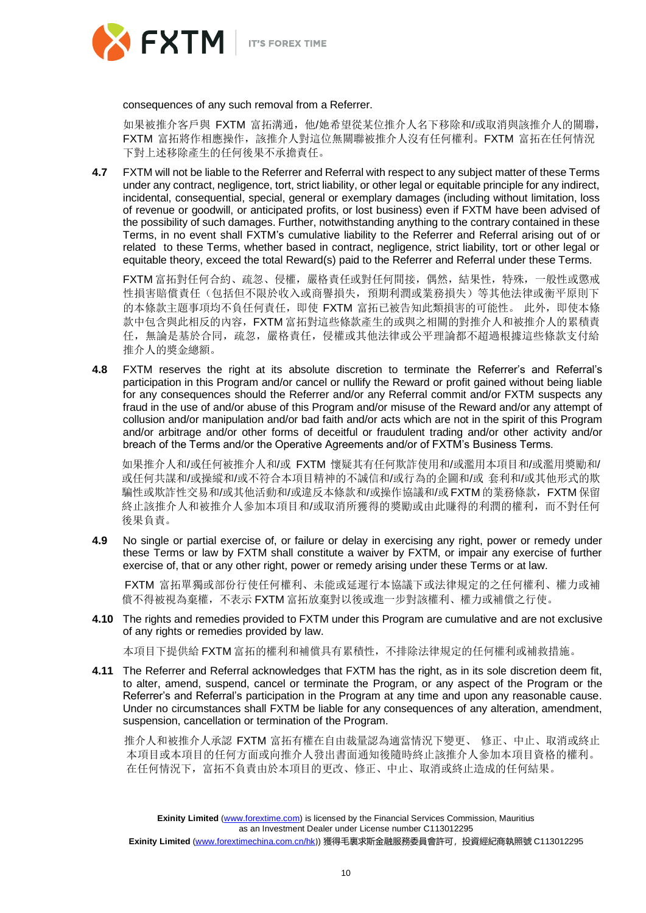consequences of any such removal from a Referrer.

如果被推介客戶與 FXTM 富拓溝通，他/她希望從某位推介人名下移除和/或取消與該推介人的關聯，FXTM 富拓將作相應操作，該推介人對這位無關聯被推介人沒有任何權利。FXTM 富拓在任何情況下對上述移除產生的任何後果不承擔責任。

**4.7** FXTM will not be liable to the Referrer and Referral with respect to any subject matter of these Terms under any contract, negligence, tort, strict liability, or other legal or equitable principle for any indirect, incidental, consequential, special, general or exemplary damages (including without limitation, loss of revenue or goodwill, or anticipated profits, or lost business) even if FXTM have been advised of the possibility of such damages. Further, notwithstanding anything to the contrary contained in these Terms, in no event shall FXTM's cumulative liability to the Referrer and Referral arising out of or related to these Terms, whether based in contract, negligence, strict liability, tort or other legal or equitable theory, exceed the total Reward(s) paid to the Referrer and Referral under these Terms.

FXTM 富拓對任何合約、疏忽、侵權，嚴格責任或對任何間接，偶然，結果性，特殊，一般性或懲戒性損害賠償責任（包括但不限於收入或商譽損失，預期利潤或業務損失）等其他法律或衡平原則下的本條款主題事項均不負任何責任，即使 FXTM 富拓已被告知此類損害的可能性。 此外，即使本條款中包含與此相反的內容，FXTM 富拓對這些條款產生的或與之相關的對推介人和被推介人的累積責任，無論是基於合同，疏忽，嚴格責任，侵權或其他法律或公平理論都不超過根據這些條款支付給推介人的獎金總額。

**4.8** FXTM reserves the right at its absolute discretion to terminate the Referrer's and Referral's participation in this Program and/or cancel or nullify the Reward or profit gained without being liable for any consequences should the Referrer and/or any Referral commit and/or FXTM suspects any fraud in the use of and/or abuse of this Program and/or misuse of the Reward and/or any attempt of collusion and/or manipulation and/or bad faith and/or acts which are not in the spirit of this Program and/or arbitrage and/or other forms of deceitful or fraudulent trading and/or other activity and/or breach of the Terms and/or the Operative Agreements and/or of FXTM's Business Terms.

如果推介人和/或任何被推介人和/或 FXTM 懷疑其有任何欺詐使用和/或濫用本項目和/或濫用獎勵和/或任何共謀和/或操縱和/或不符合本項目精神的不誠信和/或行為的企圖和/或 套利和/或其他形式的欺騙性或欺詐性交易和/或其他活動和/或違反本條款和/或操作協議和/或 FXTM 的業務條款，FXTM 保留終止該推介人和被推介人參加本項目和/或取消所獲得的獎勵或由此賺得的利潤的權利，而不對任何後果負責。

**4.9** No single or partial exercise of, or failure or delay in exercising any right, power or remedy under these Terms or law by FXTM shall constitute a waiver by FXTM, or impair any exercise of further exercise of, that or any other right, power or remedy arising under these Terms or at law.

FXTM 富拓單獨或部份行使任何權利、未能或延遲行本協議下或法律規定的之任何權利、權力或補償不得被視為棄權，不表示 FXTM 富拓放棄對以後或進一步對該權利、權力或補償之行使。

**4.10** The rights and remedies provided to FXTM under this Program are cumulative and are not exclusive of any rights or remedies provided by law.

本項目下提供給 FXTM 富拓的權利和補償具有累積性，不排除法律規定的任何權利或補救措施。

**4.11** The Referrer and Referral acknowledges that FXTM has the right, as in its sole discretion deem fit, to alter, amend, suspend, cancel or terminate the Program, or any aspect of the Program or the Referrer's and Referral's participation in the Program at any time and upon any reasonable cause. Under no circumstances shall FXTM be liable for any consequences of any alteration, amendment, suspension, cancellation or termination of the Program.

推介人和被推介人承認 FXTM 富拓有權在自由裁量認為適當情況下變更、 修正、中止、取消或終止本項目或本項目的任何方面或向推介人發出書面通知後隨時終止該推介人參加本項目資格的權利。在任何情況下，富拓不負責由於本項目的更改、修正、中止、取消或終止造成的任何結果。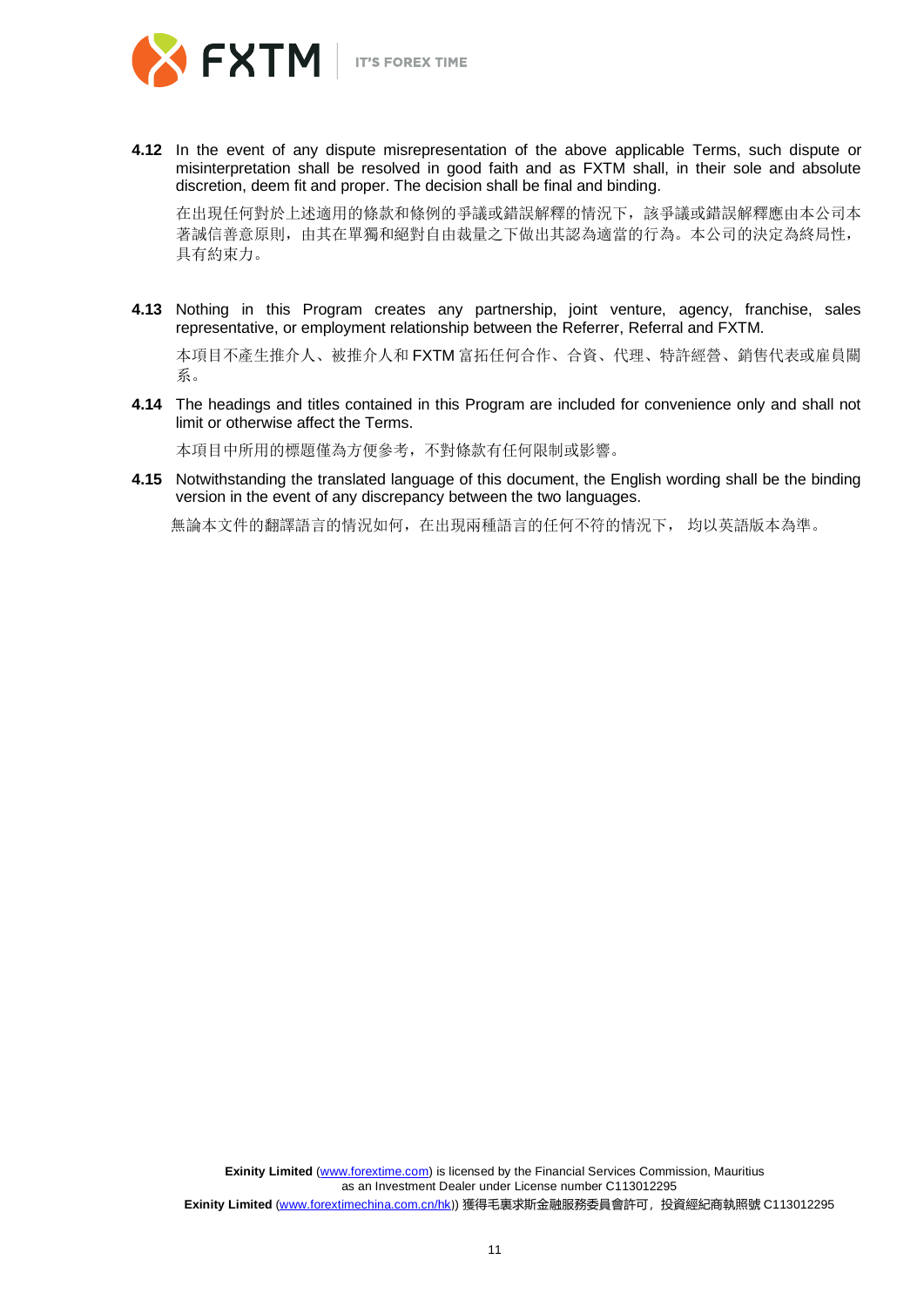**4.12** In the event of any dispute misrepresentation of the above applicable Terms, such dispute or misinterpretation shall be resolved in good faith and as FXTM shall, in their sole and absolute discretion, deem fit and proper. The decision shall be final and binding.

在出現任何對於上述適用的條款和條例的爭議或錯誤解釋的情況下，該爭議或錯誤解釋應由本公司本著誠信善意原則，由其在單獨和絕對自由裁量之下做出其認為適當的行為。本公司的決定為終局性，具有約束力。

**4.13** Nothing in this Program creates any partnership, joint venture, agency, franchise, sales representative, or employment relationship between the Referrer, Referral and FXTM.

本項目不產生推介人、被推介人和 FXTM 富拓任何合作、合資、代理、特許經營、銷售代表或雇員關系。

**4.14** The headings and titles contained in this Program are included for convenience only and shall not limit or otherwise affect the Terms.

本項目中所用的標題僅為方便參考，不對條款有任何限制或影響。

**4.15** Notwithstanding the translated language of this document, the English wording shall be the binding version in the event of any discrepancy between the two languages.

無論本文件的翻譯語言的情況如何，在出現兩種語言的任何不符的情況下， 均以英語版本為準。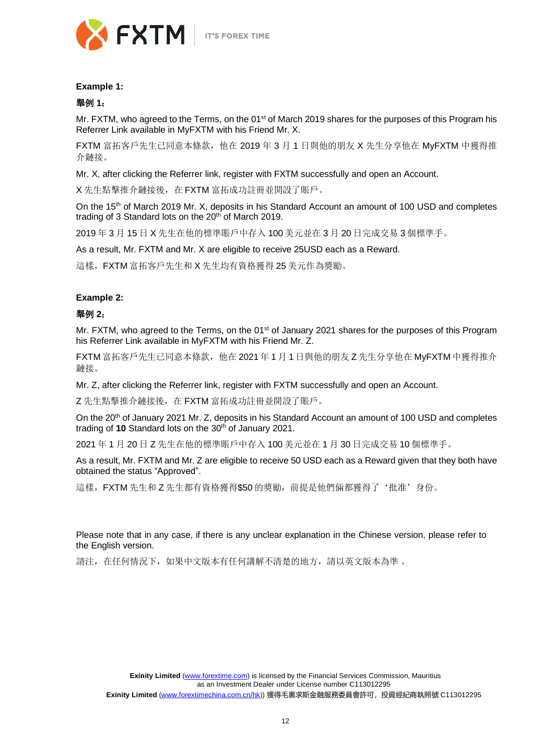**Example 1:**

**舉例 1：**

Mr. FXTM, who agreed to the Terms, on the 01st of March 2019 shares for the purposes of this Program his Referrer Link available in MyFXTM with his Friend Mr. X.

FXTM 富拓客戶先生已同意本條款，他在 2019 年 3 月 1 日與他的朋友 X 先生分享他在 MyFXTM 中獲得推介鏈接。

Mr. X, after clicking the Referrer link, register with FXTM successfully and open an Account.

X 先生點擊推介鏈接後，在 FXTM 富拓成功註冊並開設了賬戶。

On the 15th of March 2019 Mr. X, deposits in his Standard Account an amount of 100 USD and completes trading of 3 Standard lots on the 20th of March 2019.

2019 年 3 月 15 日 X 先生在他的標準賬戶中存入 100 美元並在 3 月 20 日完成交易 3 個標準手。

As a result, Mr. FXTM and Mr. X are eligible to receive 25USD each as a Reward.

這樣，FXTM 富拓客戶先生和 X 先生均有資格獲得 25 美元作為獎勵。

**Example 2:**

**舉例 2：**

Mr. FXTM, who agreed to the Terms, on the 01st of January 2021 shares for the purposes of this Program his Referrer Link available in MyFXTM with his Friend Mr. Z.

FXTM 富拓客戶先生已同意本條款，他在 2021 年 1 月 1 日與他的朋友 Z 先生分享他在 MyFXTM 中獲得推介鏈接。

Mr. Z, after clicking the Referrer link, register with FXTM successfully and open an Account.

Z 先生點擊推介鏈接後，在 FXTM 富拓成功註冊並開設了賬戶。

On the 20th of January 2021 Mr. Z, deposits in his Standard Account an amount of 100 USD and completes trading of **10** Standard lots on the 30th of January 2021.

2021 年 1 月 20 日 Z 先生在他的標準賬戶中存入 100 美元並在 1 月 30 日完成交易 10 個標準手。

As a result, Mr. FXTM and Mr. Z are eligible to receive 50 USD each as a Reward given that they both have obtained the status "Approved".

這樣，FXTM 先生和 Z 先生都有資格獲得$50 的獎勵，前提是他們倆都獲得了‘批准’身份。

Please note that in any case, if there is any unclear explanation in the Chinese version, please refer to the English version.

請注，在任何情況下，如果中文版本有任何講解不清楚的地方，請以英文版本為準 。